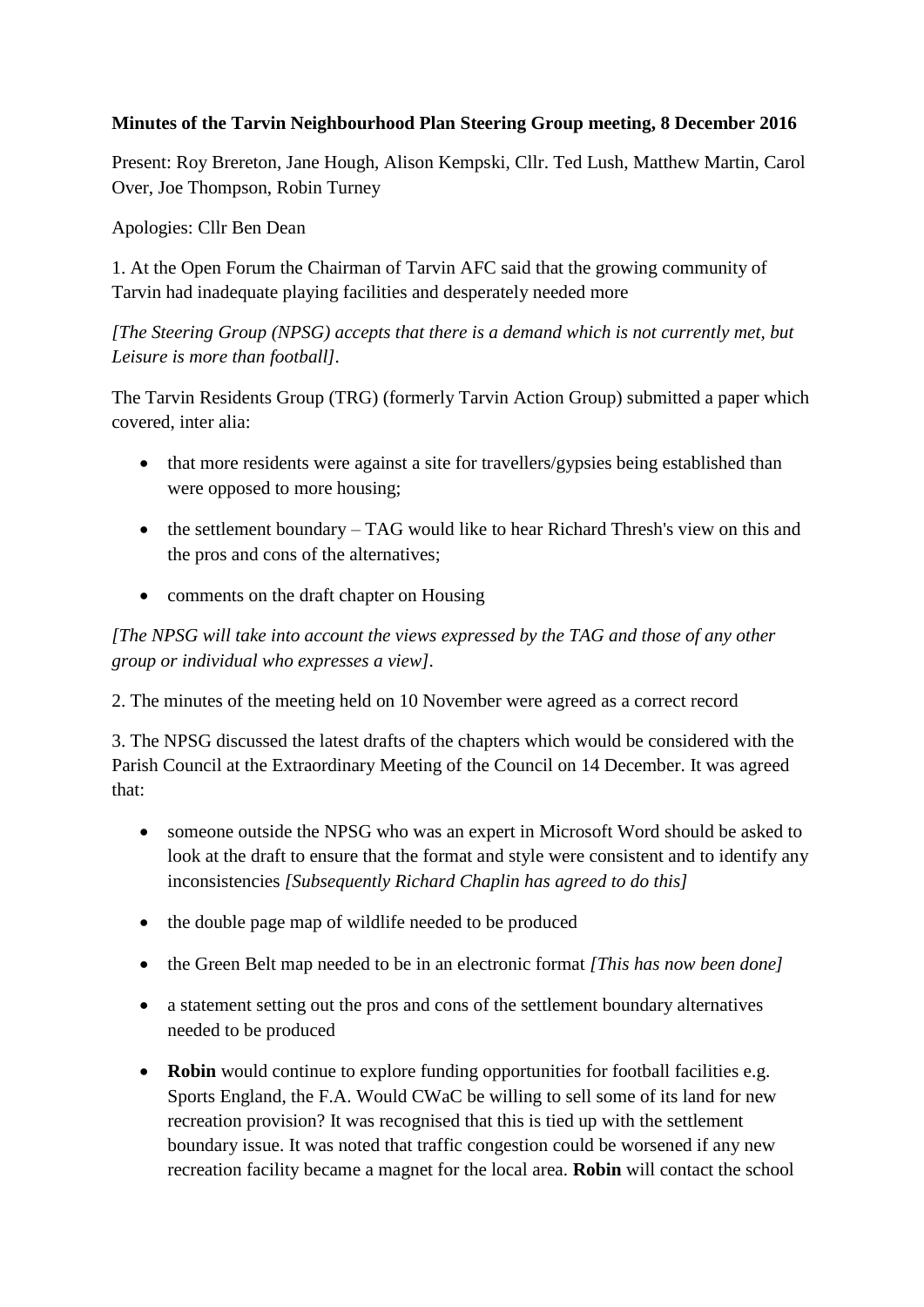**Minutes of the Tarvin Neighbourhood Plan Steering Group meeting, 8 December 2016**

Present: Roy Brereton, Jane Hough, Alison Kempski, Cllr. Ted Lush, Matthew Martin, Carol Over, Joe Thompson, Robin Turney

Apologies: Cllr Ben Dean

1. At the Open Forum the Chairman of Tarvin AFC said that the growing community of Tarvin had inadequate playing facilities and desperately needed more

*[The Steering Group (NPSG) accepts that there is a demand which is not currently met, but Leisure is more than football]*.

The Tarvin Residents Group (TRG) (formerly Tarvin Action Group) submitted a paper which covered, inter alia:

- that more residents were against a site for travellers/gypsies being established than were opposed to more housing;
- the settlement boundary – TAG would like to hear Richard Thresh's view on this and the pros and cons of the alternatives;
- comments on the draft chapter on Housing

*[The NPSG will take into account the views expressed by the TAG and those of any other group or individual who expresses a view]*.

2. The minutes of the meeting held on 10 November were agreed as a correct record

3. The NPSG discussed the latest drafts of the chapters which would be considered with the Parish Council at the Extraordinary Meeting of the Council on 14 December. It was agreed that:

- someone outside the NPSG who was an expert in Microsoft Word should be asked to look at the draft to ensure that the format and style were consistent and to identify any inconsistencies *[Subsequently Richard Chaplin has agreed to do this]*
- the double page map of wildlife needed to be produced
- the Green Belt map needed to be in an electronic format *[This has now been done]*
- a statement setting out the pros and cons of the settlement boundary alternatives needed to be produced
- **Robin** would continue to explore funding opportunities for football facilities e.g. Sports England, the F.A. Would CWaC be willing to sell some of its land for new recreation provision? It was recognised that this is tied up with the settlement boundary issue. It was noted that traffic congestion could be worsened if any new recreation facility became a magnet for the local area. **Robin** will contact the school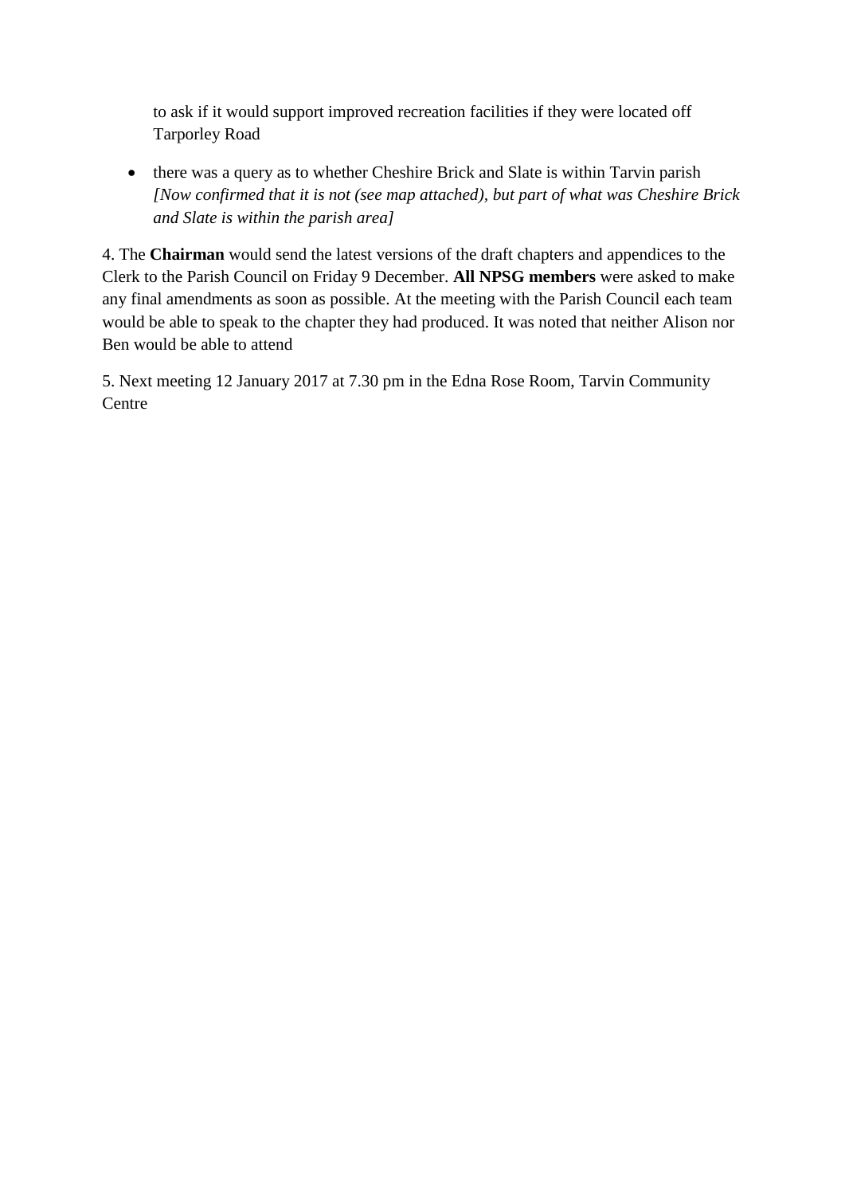to ask if it would support improved recreation facilities if they were located off Tarporley Road

- there was a query as to whether Cheshire Brick and Slate is within Tarvin parish *[Now confirmed that it is not (see map attached), but part of what was Cheshire Brick and Slate is within the parish area]*

4. The **Chairman** would send the latest versions of the draft chapters and appendices to the Clerk to the Parish Council on Friday 9 December. **All NPSG members** were asked to make any final amendments as soon as possible. At the meeting with the Parish Council each team would be able to speak to the chapter they had produced. It was noted that neither Alison nor Ben would be able to attend

5. Next meeting 12 January 2017 at 7.30 pm in the Edna Rose Room, Tarvin Community Centre